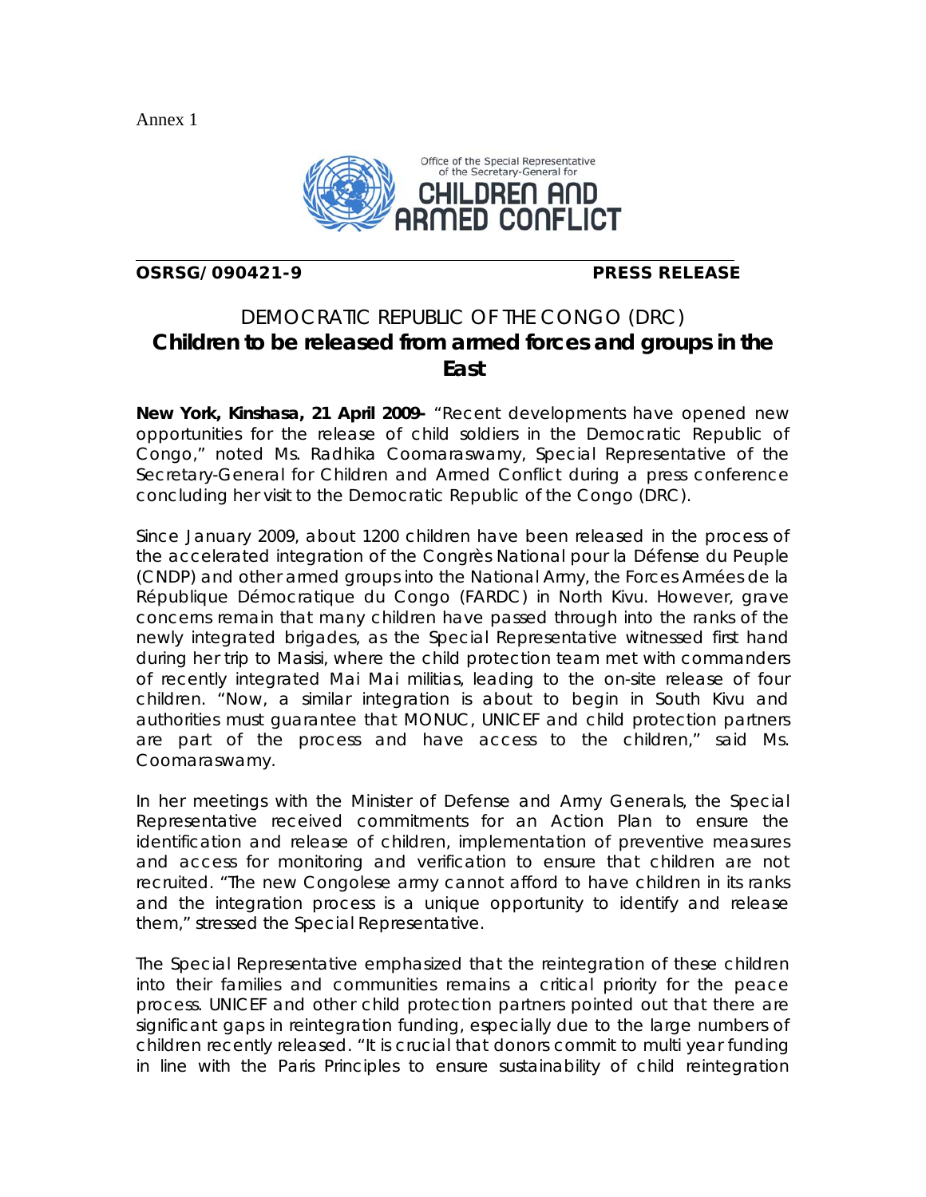Annex 1

Office of the Special Representative of the Secretary-General for

CHILDREN AND ARMED CONFLICT

**OSRSG/090421-9** **PRESS RELEASE**

# DEMOCRATIC REPUBLIC OF THE CONGO (DRC)
## Children to be released from armed forces and groups in the East

**New York, Kinshasa, 21 April 2009-** "Recent developments have opened new opportunities for the release of child soldiers in the Democratic Republic of Congo," noted Ms. Radhika Coomaraswamy, Special Representative of the Secretary-General for Children and Armed Conflict during a press conference concluding her visit to the Democratic Republic of the Congo (DRC).

Since January 2009, about 1200 children have been released in the process of the accelerated integration of the Congrès National pour la Défense du Peuple (CNDP) and other armed groups into the National Army, the Forces Armées de la République Démocratique du Congo (FARDC) in North Kivu. However, grave concerns remain that many children have passed through into the ranks of the newly integrated brigades, as the Special Representative witnessed first hand during her trip to Masisi, where the child protection team met with commanders of recently integrated Mai Mai militias, leading to the on-site release of four children. "Now, a similar integration is about to begin in South Kivu and authorities must guarantee that MONUC, UNICEF and child protection partners are part of the process and have access to the children," said Ms. Coomaraswamy.

In her meetings with the Minister of Defense and Army Generals, the Special Representative received commitments for an Action Plan to ensure the identification and release of children, implementation of preventive measures and access for monitoring and verification to ensure that children are not recruited. "The new Congolese army cannot afford to have children in its ranks and the integration process is a unique opportunity to identify and release them," stressed the Special Representative.

The Special Representative emphasized that the reintegration of these children into their families and communities remains a critical priority for the peace process. UNICEF and other child protection partners pointed out that there are significant gaps in reintegration funding, especially due to the large numbers of children recently released. "It is crucial that donors commit to multi year funding in line with the Paris Principles to ensure sustainability of child reintegration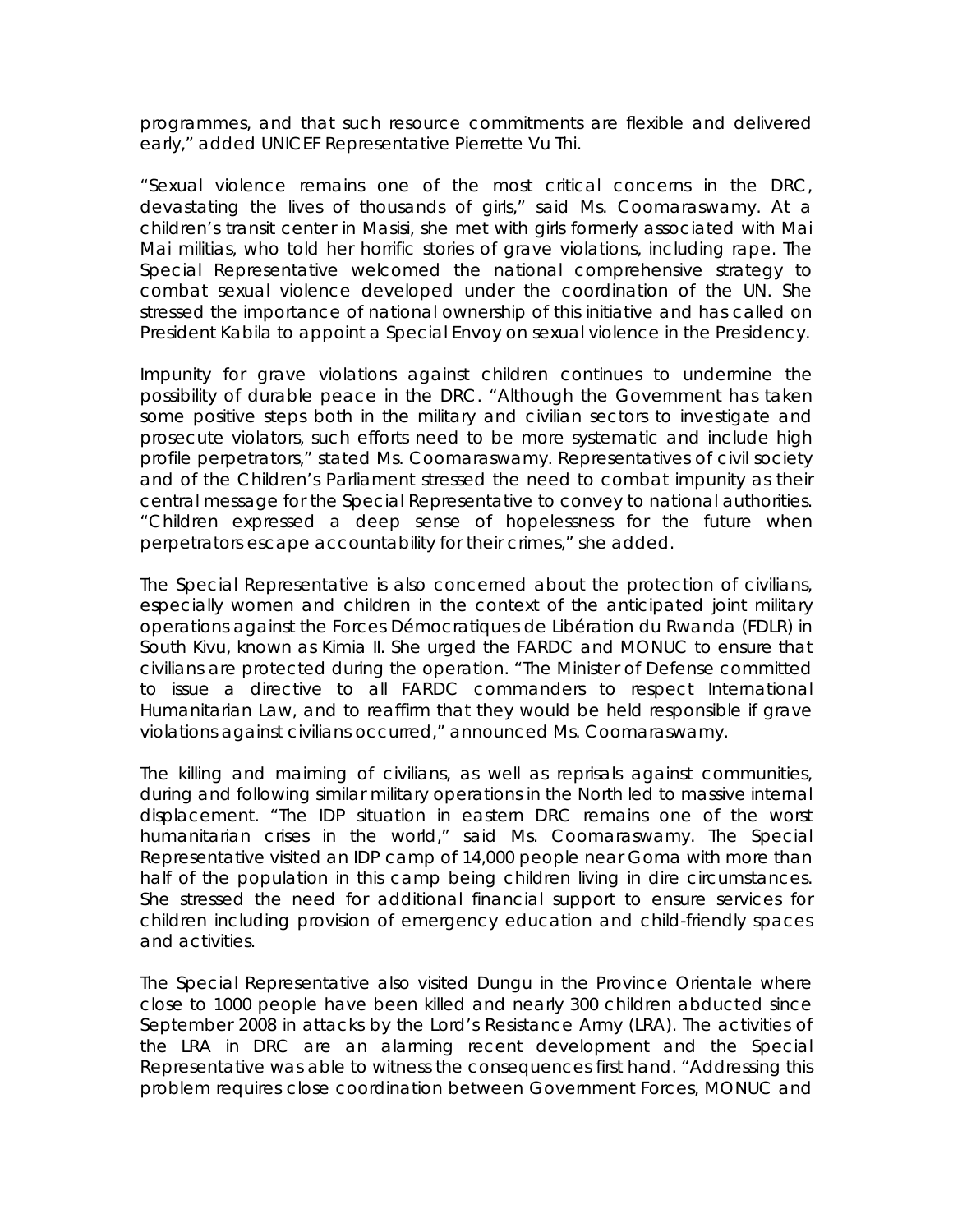programmes, and that such resource commitments are flexible and delivered early," added UNICEF Representative Pierrette Vu Thi.

"Sexual violence remains one of the most critical concerns in the DRC, devastating the lives of thousands of girls," said Ms. Coomaraswamy. At a children's transit center in Masisi, she met with girls formerly associated with Mai Mai militias, who told her horrific stories of grave violations, including rape. The Special Representative welcomed the national comprehensive strategy to combat sexual violence developed under the coordination of the UN. She stressed the importance of national ownership of this initiative and has called on President Kabila to appoint a Special Envoy on sexual violence in the Presidency.

Impunity for grave violations against children continues to undermine the possibility of durable peace in the DRC. "Although the Government has taken some positive steps both in the military and civilian sectors to investigate and prosecute violators, such efforts need to be more systematic and include high profile perpetrators," stated Ms. Coomaraswamy. Representatives of civil society and of the Children's Parliament stressed the need to combat impunity as their central message for the Special Representative to convey to national authorities. "Children expressed a deep sense of hopelessness for the future when perpetrators escape accountability for their crimes," she added.

The Special Representative is also concerned about the protection of civilians, especially women and children in the context of the anticipated joint military operations against the Forces Démocratiques de Libération du Rwanda (FDLR) in South Kivu, known as Kimia II. She urged the FARDC and MONUC to ensure that civilians are protected during the operation. "The Minister of Defense committed to issue a directive to all FARDC commanders to respect International Humanitarian Law, and to reaffirm that they would be held responsible if grave violations against civilians occurred," announced Ms. Coomaraswamy.

The killing and maiming of civilians, as well as reprisals against communities, during and following similar military operations in the North led to massive internal displacement. "The IDP situation in eastern DRC remains one of the worst humanitarian crises in the world," said Ms. Coomaraswamy. The Special Representative visited an IDP camp of 14,000 people near Goma with more than half of the population in this camp being children living in dire circumstances. She stressed the need for additional financial support to ensure services for children including provision of emergency education and child-friendly spaces and activities.

The Special Representative also visited Dungu in the Province Orientale where close to 1000 people have been killed and nearly 300 children abducted since September 2008 in attacks by the Lord's Resistance Army (LRA). The activities of the LRA in DRC are an alarming recent development and the Special Representative was able to witness the consequences first hand. "Addressing this problem requires close coordination between Government Forces, MONUC and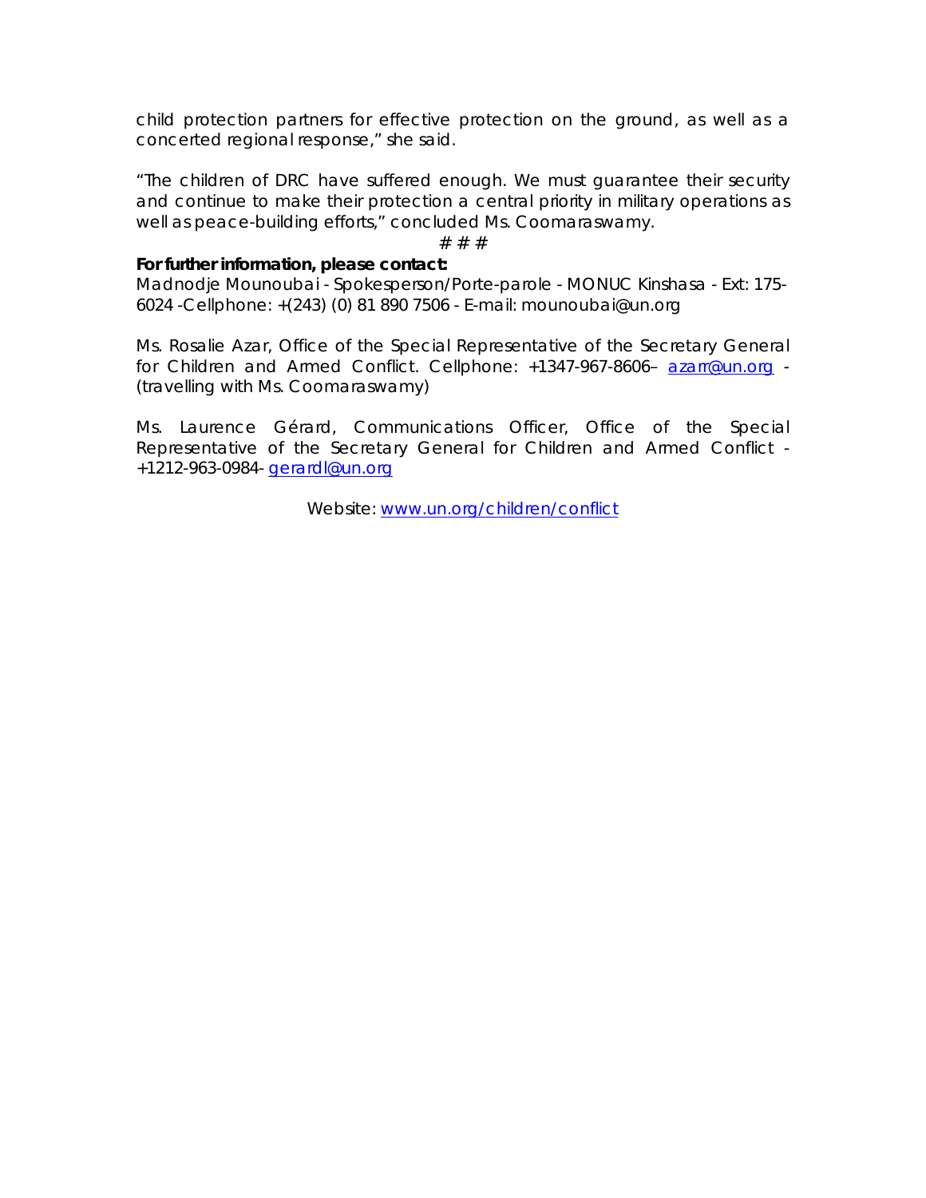child protection partners for effective protection on the ground, as well as a concerted regional response," she said.

"The children of DRC have suffered enough. We must guarantee their security and continue to make their protection a central priority in military operations as well as peace-building efforts," concluded Ms. Coomaraswamy.

# # #

**For further information, please contact:**

Madnodje Mounoubai - Spokesperson/Porte-parole - MONUC Kinshasa - Ext: 175-6024 -Cellphone: +(243) (0) 81 890 7506 - E-mail: mounoubai@un.org

Ms. Rosalie Azar, Office of the Special Representative of the Secretary General for Children and Armed Conflict. Cellphone: +1347-967-8606– azarr@un.org - (travelling with Ms. Coomaraswamy)

Ms. Laurence Gérard, Communications Officer, Office of the Special Representative of the Secretary General for Children and Armed Conflict - +1212-963-0984- gerardl@un.org

Website: www.un.org/children/conflict